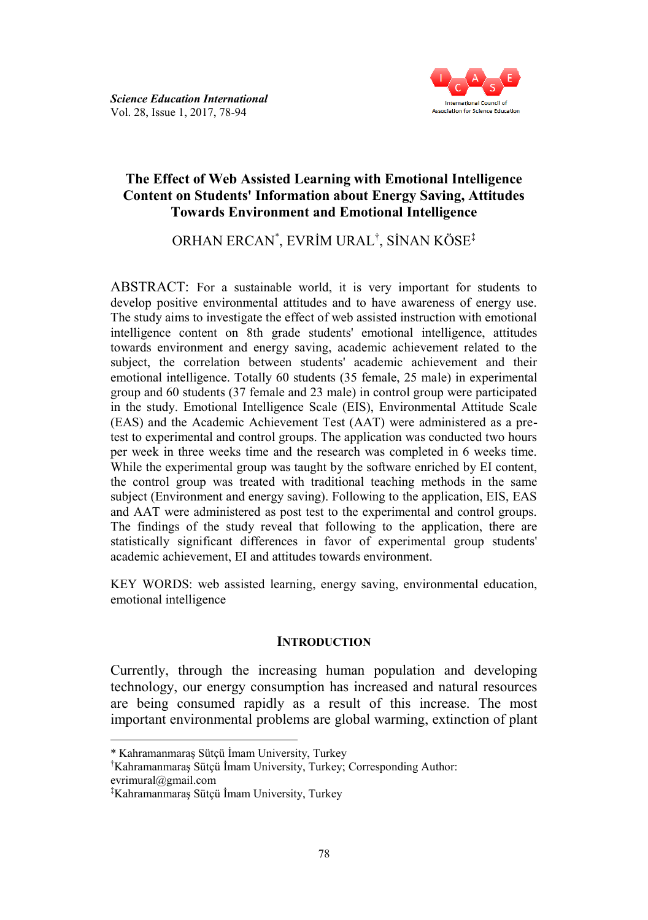# The Effect of Web Assisted Learning with Emotional Intelligence Content on Students' Information about Energy Saving, Attitudes Towards Environment and Emotional Intelligence

ORHAN ERCAN[*], EVRİM URAL[†], SİNAN KÖSE[‡]

ABSTRACT: For a sustainable world, it is very important for students to develop positive environmental attitudes and to have awareness of energy use. The study aims to investigate the effect of web assisted instruction with emotional intelligence content on 8th grade students' emotional intelligence, attitudes towards environment and energy saving, academic achievement related to the subject, the correlation between students' academic achievement and their emotional intelligence. Totally 60 students (35 female, 25 male) in experimental group and 60 students (37 female and 23 male) in control group were participated in the study. Emotional Intelligence Scale (EIS), Environmental Attitude Scale (EAS) and the Academic Achievement Test (AAT) were administered as a pre-test to experimental and control groups. The application was conducted two hours per week in three weeks time and the research was completed in 6 weeks time. While the experimental group was taught by the software enriched by EI content, the control group was treated with traditional teaching methods in the same subject (Environment and energy saving). Following to the application, EIS, EAS and AAT were administered as post test to the experimental and control groups. The findings of the study reveal that following to the application, there are statistically significant differences in favor of experimental group students' academic achievement, EI and attitudes towards environment.

KEY WORDS: web assisted learning, energy saving, environmental education, emotional intelligence

## INTRODUCTION

Currently, through the increasing human population and developing technology, our energy consumption has increased and natural resources are being consumed rapidly as a result of this increase. The most important environmental problems are global warming, extinction of plant

---

[*] Kahramanmaraş Sütçü İmam University, Turkey

[†] Kahramanmaraş Sütçü İmam University, Turkey; Corresponding Author: evrimural@gmail.com

[‡] Kahramanmaraş Sütçü İmam University, Turkey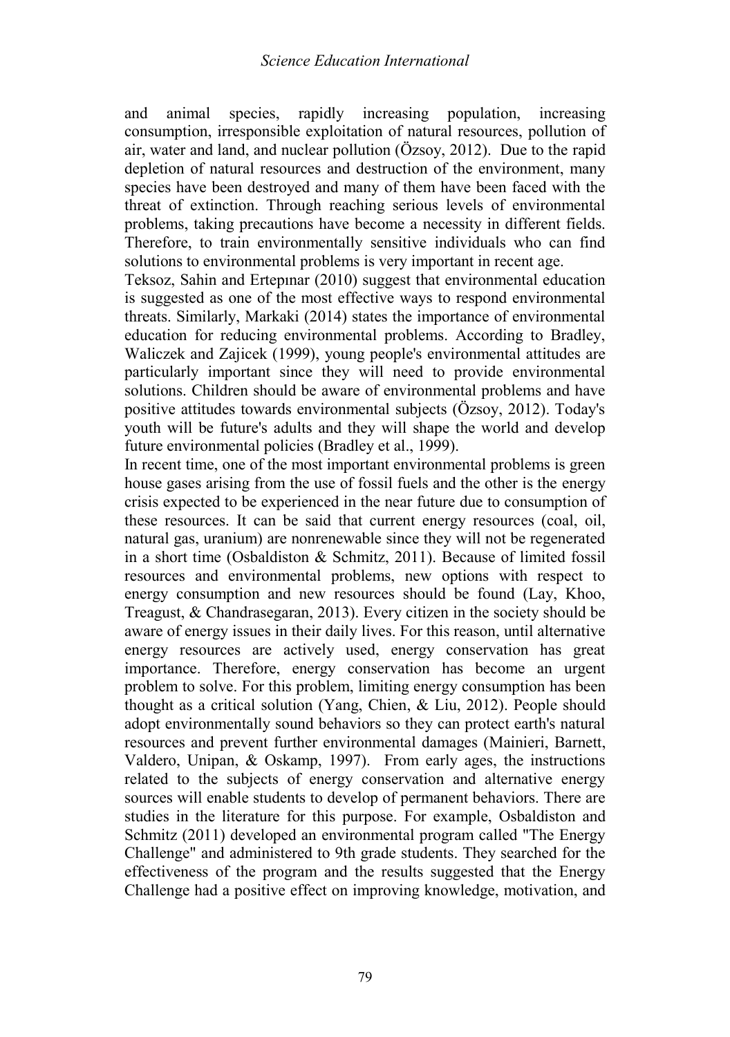and animal species, rapidly increasing population, increasing consumption, irresponsible exploitation of natural resources, pollution of air, water and land, and nuclear pollution (Özsoy, 2012). Due to the rapid depletion of natural resources and destruction of the environment, many species have been destroyed and many of them have been faced with the threat of extinction. Through reaching serious levels of environmental problems, taking precautions have become a necessity in different fields. Therefore, to train environmentally sensitive individuals who can find solutions to environmental problems is very important in recent age.

Teksoz, Sahin and Ertepınar (2010) suggest that environmental education is suggested as one of the most effective ways to respond environmental threats. Similarly, Markaki (2014) states the importance of environmental education for reducing environmental problems. According to Bradley, Waliczek and Zajicek (1999), young people's environmental attitudes are particularly important since they will need to provide environmental solutions. Children should be aware of environmental problems and have positive attitudes towards environmental subjects (Özsoy, 2012). Today's youth will be future's adults and they will shape the world and develop future environmental policies (Bradley et al., 1999).

In recent time, one of the most important environmental problems is green house gases arising from the use of fossil fuels and the other is the energy crisis expected to be experienced in the near future due to consumption of these resources. It can be said that current energy resources (coal, oil, natural gas, uranium) are nonrenewable since they will not be regenerated in a short time (Osbaldiston & Schmitz, 2011). Because of limited fossil resources and environmental problems, new options with respect to energy consumption and new resources should be found (Lay, Khoo, Treagust, & Chandrasegaran, 2013). Every citizen in the society should be aware of energy issues in their daily lives. For this reason, until alternative energy resources are actively used, energy conservation has great importance. Therefore, energy conservation has become an urgent problem to solve. For this problem, limiting energy consumption has been thought as a critical solution (Yang, Chien, & Liu, 2012). People should adopt environmentally sound behaviors so they can protect earth's natural resources and prevent further environmental damages (Mainieri, Barnett, Valdero, Unipan, & Oskamp, 1997). From early ages, the instructions related to the subjects of energy conservation and alternative energy sources will enable students to develop of permanent behaviors. There are studies in the literature for this purpose. For example, Osbaldiston and Schmitz (2011) developed an environmental program called "The Energy Challenge" and administered to 9th grade students. They searched for the effectiveness of the program and the results suggested that the Energy Challenge had a positive effect on improving knowledge, motivation, and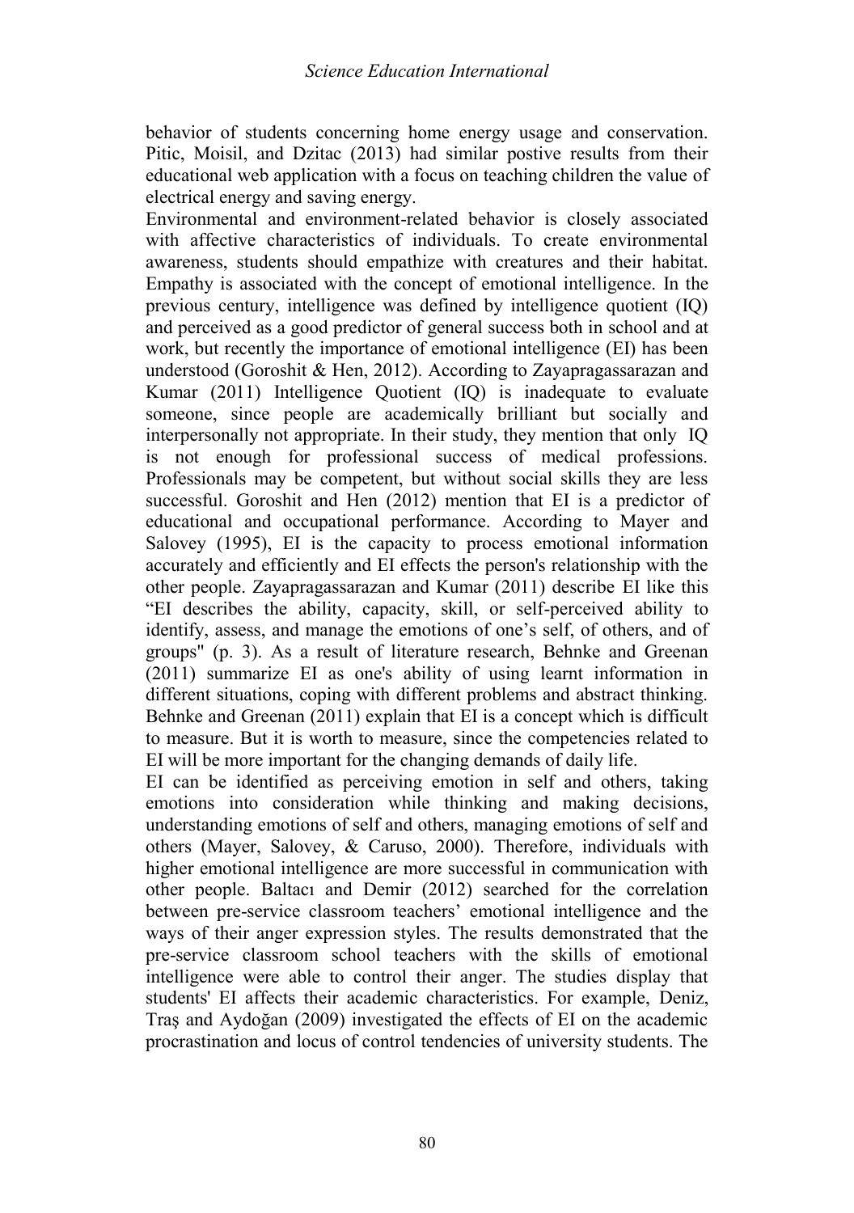behavior of students concerning home energy usage and conservation. Pitic, Moisil, and Dzitac (2013) had similar postive results from their educational web application with a focus on teaching children the value of electrical energy and saving energy.

Environmental and environment-related behavior is closely associated with affective characteristics of individuals. To create environmental awareness, students should empathize with creatures and their habitat. Empathy is associated with the concept of emotional intelligence. In the previous century, intelligence was defined by intelligence quotient (IQ) and perceived as a good predictor of general success both in school and at work, but recently the importance of emotional intelligence (EI) has been understood (Goroshit & Hen, 2012). According to Zayapragassarazan and Kumar (2011) Intelligence Quotient (IQ) is inadequate to evaluate someone, since people are academically brilliant but socially and interpersonally not appropriate. In their study, they mention that only IQ is not enough for professional success of medical professions. Professionals may be competent, but without social skills they are less successful. Goroshit and Hen (2012) mention that EI is a predictor of educational and occupational performance. According to Mayer and Salovey (1995), EI is the capacity to process emotional information accurately and efficiently and EI effects the person's relationship with the other people. Zayapragassarazan and Kumar (2011) describe EI like this "EI describes the ability, capacity, skill, or self-perceived ability to identify, assess, and manage the emotions of one's self, of others, and of groups" (p. 3). As a result of literature research, Behnke and Greenan (2011) summarize EI as one's ability of using learnt information in different situations, coping with different problems and abstract thinking. Behnke and Greenan (2011) explain that EI is a concept which is difficult to measure. But it is worth to measure, since the competencies related to EI will be more important for the changing demands of daily life.

EI can be identified as perceiving emotion in self and others, taking emotions into consideration while thinking and making decisions, understanding emotions of self and others, managing emotions of self and others (Mayer, Salovey, & Caruso, 2000). Therefore, individuals with higher emotional intelligence are more successful in communication with other people. Baltacı and Demir (2012) searched for the correlation between pre-service classroom teachers' emotional intelligence and the ways of their anger expression styles. The results demonstrated that the pre-service classroom school teachers with the skills of emotional intelligence were able to control their anger. The studies display that students' EI affects their academic characteristics. For example, Deniz, Traş and Aydoğan (2009) investigated the effects of EI on the academic procrastination and locus of control tendencies of university students. The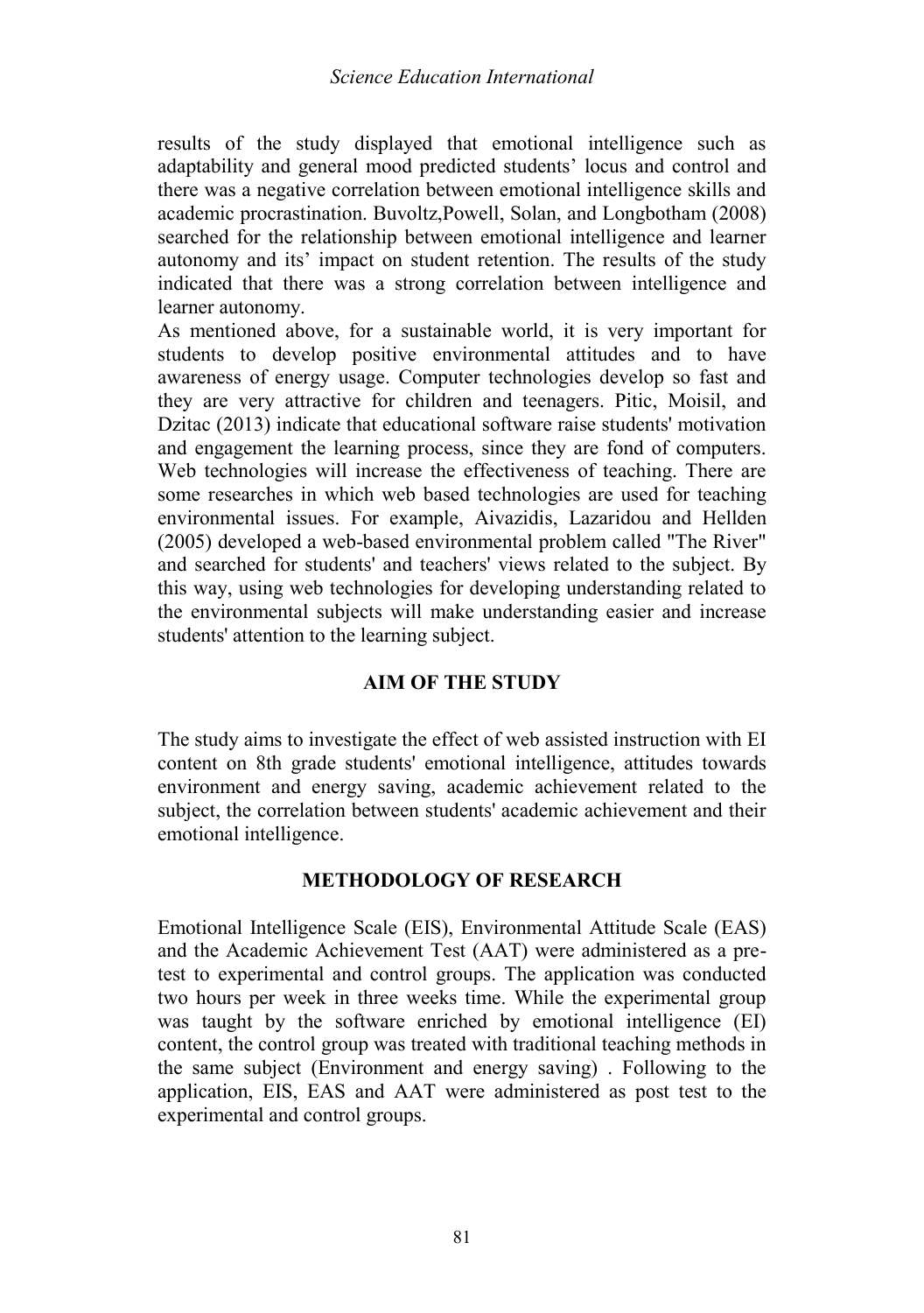results of the study displayed that emotional intelligence such as adaptability and general mood predicted students' locus and control and there was a negative correlation between emotional intelligence skills and academic procrastination. Buvoltz,Powell, Solan, and Longbotham (2008) searched for the relationship between emotional intelligence and learner autonomy and its' impact on student retention. The results of the study indicated that there was a strong correlation between intelligence and learner autonomy.

As mentioned above, for a sustainable world, it is very important for students to develop positive environmental attitudes and to have awareness of energy usage. Computer technologies develop so fast and they are very attractive for children and teenagers. Pitic, Moisil, and Dzitac (2013) indicate that educational software raise students' motivation and engagement the learning process, since they are fond of computers. Web technologies will increase the effectiveness of teaching. There are some researches in which web based technologies are used for teaching environmental issues. For example, Aivazidis, Lazaridou and Hellden (2005) developed a web-based environmental problem called "The River" and searched for students' and teachers' views related to the subject. By this way, using web technologies for developing understanding related to the environmental subjects will make understanding easier and increase students' attention to the learning subject.

## AIM OF THE STUDY

The study aims to investigate the effect of web assisted instruction with EI content on 8th grade students' emotional intelligence, attitudes towards environment and energy saving, academic achievement related to the subject, the correlation between students' academic achievement and their emotional intelligence.

## METHODOLOGY OF RESEARCH

Emotional Intelligence Scale (EIS), Environmental Attitude Scale (EAS) and the Academic Achievement Test (AAT) were administered as a pre-test to experimental and control groups. The application was conducted two hours per week in three weeks time. While the experimental group was taught by the software enriched by emotional intelligence (EI) content, the control group was treated with traditional teaching methods in the same subject (Environment and energy saving) . Following to the application, EIS, EAS and AAT were administered as post test to the experimental and control groups.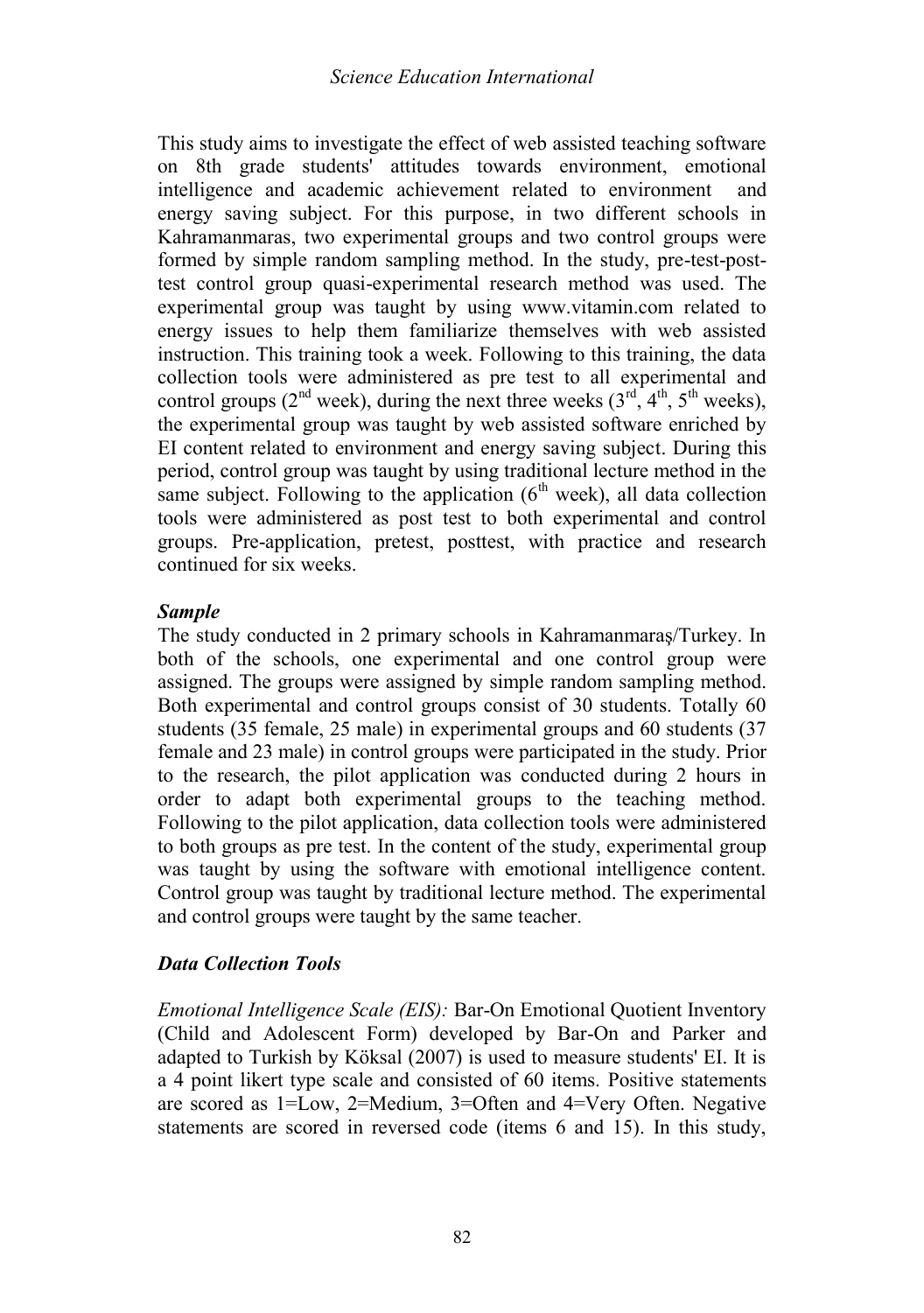This study aims to investigate the effect of web assisted teaching software on 8th grade students' attitudes towards environment, emotional intelligence and academic achievement related to environment and energy saving subject. For this purpose, in two different schools in Kahramanmaras, two experimental groups and two control groups were formed by simple random sampling method. In the study, pre-test-post-test control group quasi-experimental research method was used. The experimental group was taught by using www.vitamin.com related to energy issues to help them familiarize themselves with web assisted instruction. This training took a week. Following to this training, the data collection tools were administered as pre test to all experimental and control groups (2nd week), during the next three weeks (3rd, 4th, 5th weeks), the experimental group was taught by web assisted software enriched by EI content related to environment and energy saving subject. During this period, control group was taught by using traditional lecture method in the same subject. Following to the application (6th week), all data collection tools were administered as post test to both experimental and control groups. Pre-application, pretest, posttest, with practice and research continued for six weeks.

### *Sample*

The study conducted in 2 primary schools in Kahramanmaraş/Turkey. In both of the schools, one experimental and one control group were assigned. The groups were assigned by simple random sampling method. Both experimental and control groups consist of 30 students. Totally 60 students (35 female, 25 male) in experimental groups and 60 students (37 female and 23 male) in control groups were participated in the study. Prior to the research, the pilot application was conducted during 2 hours in order to adapt both experimental groups to the teaching method. Following to the pilot application, data collection tools were administered to both groups as pre test. In the content of the study, experimental group was taught by using the software with emotional intelligence content. Control group was taught by traditional lecture method. The experimental and control groups were taught by the same teacher.

### *Data Collection Tools*

*Emotional Intelligence Scale (EIS):* Bar-On Emotional Quotient Inventory (Child and Adolescent Form) developed by Bar-On and Parker and adapted to Turkish by Köksal (2007) is used to measure students' EI. It is a 4 point likert type scale and consisted of 60 items. Positive statements are scored as 1=Low, 2=Medium, 3=Often and 4=Very Often. Negative statements are scored in reversed code (items 6 and 15). In this study,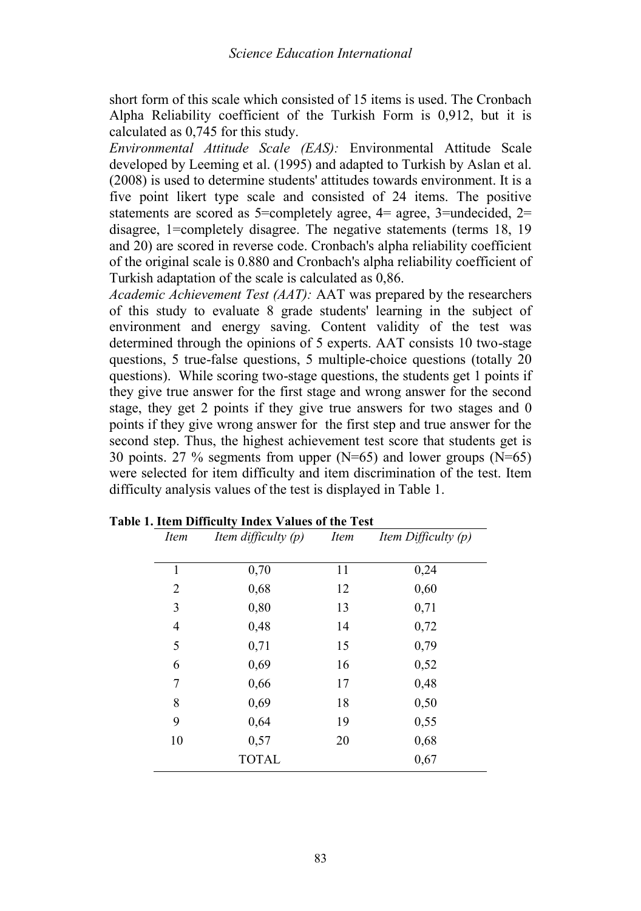short form of this scale which consisted of 15 items is used. The Cronbach Alpha Reliability coefficient of the Turkish Form is 0,912, but it is calculated as 0,745 for this study.

*Environmental Attitude Scale (EAS):* Environmental Attitude Scale developed by Leeming et al. (1995) and adapted to Turkish by Aslan et al. (2008) is used to determine students' attitudes towards environment. It is a five point likert type scale and consisted of 24 items. The positive statements are scored as 5=completely agree, 4= agree, 3=undecided, 2= disagree, 1=completely disagree. The negative statements (terms 18, 19 and 20) are scored in reverse code. Cronbach's alpha reliability coefficient of the original scale is 0.880 and Cronbach's alpha reliability coefficient of Turkish adaptation of the scale is calculated as 0,86.

*Academic Achievement Test (AAT):* AAT was prepared by the researchers of this study to evaluate 8 grade students' learning in the subject of environment and energy saving. Content validity of the test was determined through the opinions of 5 experts. AAT consists 10 two-stage questions, 5 true-false questions, 5 multiple-choice questions (totally 20 questions). While scoring two-stage questions, the students get 1 points if they give true answer for the first stage and wrong answer for the second stage, they get 2 points if they give true answers for two stages and 0 points if they give wrong answer for the first step and true answer for the second step. Thus, the highest achievement test score that students get is 30 points. 27 % segments from upper (N=65) and lower groups (N=65) were selected for item difficulty and item discrimination of the test. Item difficulty analysis values of the test is displayed in Table 1.

**Table 1. Item Difficulty Index Values of the Test**

| *Item* | *Item difficulty (p)* | *Item* | *Item Difficulty (p)* |
|---|---|---|---|
| 1 | 0,70 | 11 | 0,24 |
| 2 | 0,68 | 12 | 0,60 |
| 3 | 0,80 | 13 | 0,71 |
| 4 | 0,48 | 14 | 0,72 |
| 5 | 0,71 | 15 | 0,79 |
| 6 | 0,69 | 16 | 0,52 |
| 7 | 0,66 | 17 | 0,48 |
| 8 | 0,69 | 18 | 0,50 |
| 9 | 0,64 | 19 | 0,55 |
| 10 | 0,57 | 20 | 0,68 |
| | TOTAL | | 0,67 |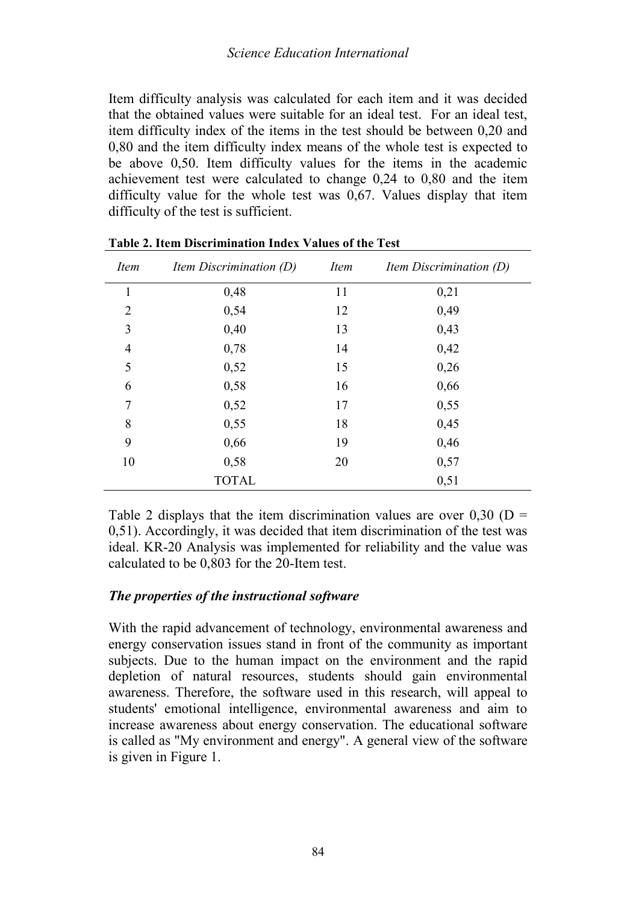Item difficulty analysis was calculated for each item and it was decided that the obtained values were suitable for an ideal test. For an ideal test, item difficulty index of the items in the test should be between 0,20 and 0,80 and the item difficulty index means of the whole test is expected to be above 0,50. Item difficulty values for the items in the academic achievement test were calculated to change 0,24 to 0,80 and the item difficulty value for the whole test was 0,67. Values display that item difficulty of the test is sufficient.

**Table 2. Item Discrimination Index Values of the Test**

| *Item* | *Item Discrimination (D)* | *Item* | *Item Discrimination (D)* |
|---|---|---|---|
| 1 | 0,48 | 11 | 0,21 |
| 2 | 0,54 | 12 | 0,49 |
| 3 | 0,40 | 13 | 0,43 |
| 4 | 0,78 | 14 | 0,42 |
| 5 | 0,52 | 15 | 0,26 |
| 6 | 0,58 | 16 | 0,66 |
| 7 | 0,52 | 17 | 0,55 |
| 8 | 0,55 | 18 | 0,45 |
| 9 | 0,66 | 19 | 0,46 |
| 10 | 0,58 | 20 | 0,57 |
| | TOTAL | | 0,51 |

Table 2 displays that the item discrimination values are over 0,30 (D = 0,51). Accordingly, it was decided that item discrimination of the test was ideal. KR-20 Analysis was implemented for reliability and the value was calculated to be 0,803 for the 20-Item test.

### *The properties of the instructional software*

With the rapid advancement of technology, environmental awareness and energy conservation issues stand in front of the community as important subjects. Due to the human impact on the environment and the rapid depletion of natural resources, students should gain environmental awareness. Therefore, the software used in this research, will appeal to students' emotional intelligence, environmental awareness and aim to increase awareness about energy conservation. The educational software is called as "My environment and energy". A general view of the software is given in Figure 1.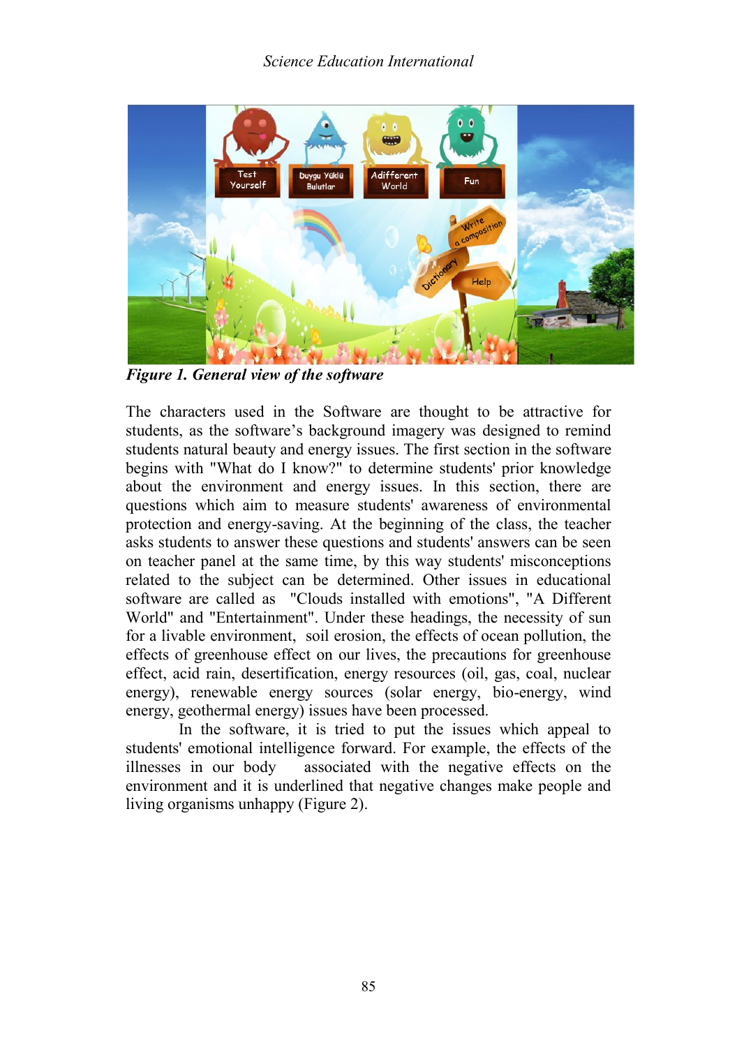*Figure 1. General view of the software*

The characters used in the Software are thought to be attractive for students, as the software's background imagery was designed to remind students natural beauty and energy issues. The first section in the software begins with "What do I know?" to determine students' prior knowledge about the environment and energy issues. In this section, there are questions which aim to measure students' awareness of environmental protection and energy-saving. At the beginning of the class, the teacher asks students to answer these questions and students' answers can be seen on teacher panel at the same time, by this way students' misconceptions related to the subject can be determined. Other issues in educational software are called as "Clouds installed with emotions", "A Different World" and "Entertainment". Under these headings, the necessity of sun for a livable environment, soil erosion, the effects of ocean pollution, the effects of greenhouse effect on our lives, the precautions for greenhouse effect, acid rain, desertification, energy resources (oil, gas, coal, nuclear energy), renewable energy sources (solar energy, bio-energy, wind energy, geothermal energy) issues have been processed.

In the software, it is tried to put the issues which appeal to students' emotional intelligence forward. For example, the effects of the illnesses in our body associated with the negative effects on the environment and it is underlined that negative changes make people and living organisms unhappy (Figure 2).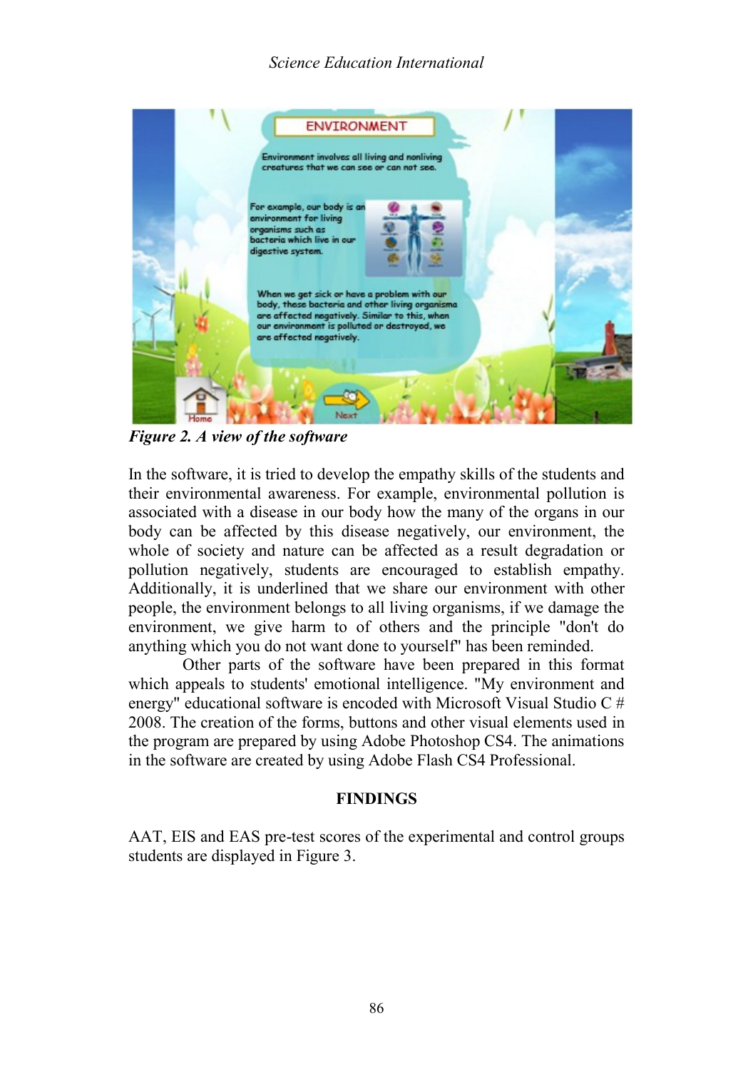*Figure 2. A view of the software*

In the software, it is tried to develop the empathy skills of the students and their environmental awareness. For example, environmental pollution is associated with a disease in our body how the many of the organs in our body can be affected by this disease negatively, our environment, the whole of society and nature can be affected as a result degradation or pollution negatively, students are encouraged to establish empathy. Additionally, it is underlined that we share our environment with other people, the environment belongs to all living organisms, if we damage the environment, we give harm to of others and the principle "don't do anything which you do not want done to yourself" has been reminded.

Other parts of the software have been prepared in this format which appeals to students' emotional intelligence. "My environment and energy" educational software is encoded with Microsoft Visual Studio C # 2008. The creation of the forms, buttons and other visual elements used in the program are prepared by using Adobe Photoshop CS4. The animations in the software are created by using Adobe Flash CS4 Professional.

## FINDINGS

AAT, EIS and EAS pre-test scores of the experimental and control groups students are displayed in Figure 3.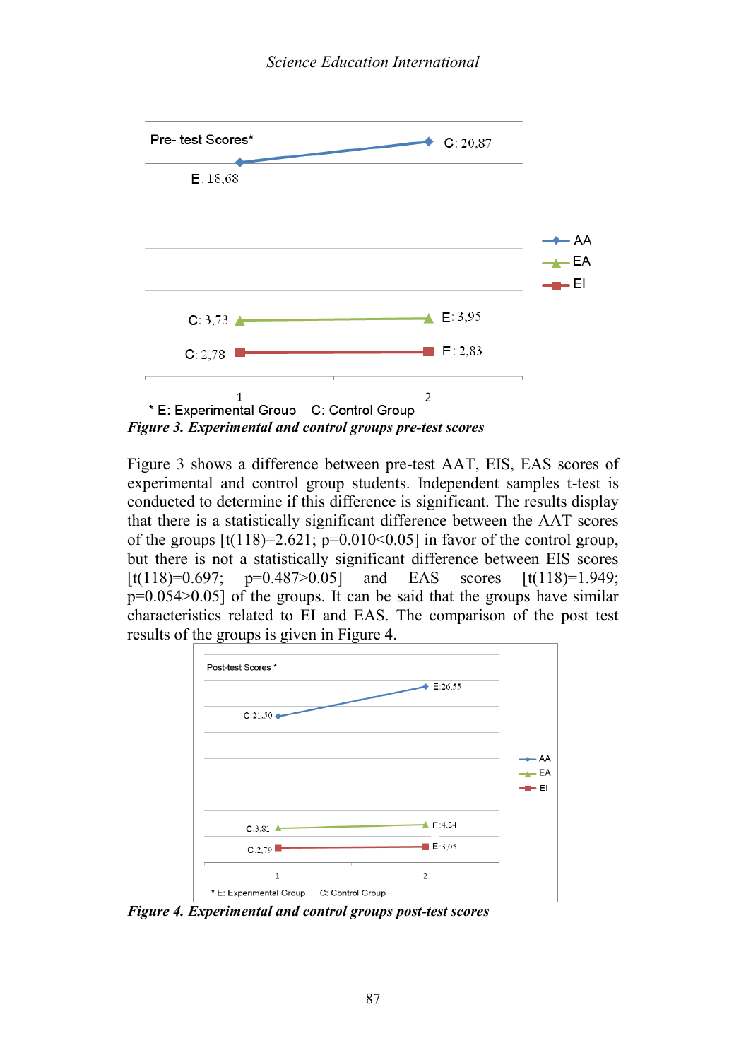Pre- test Scores*

C: 20,87

E: 18,68

C: 3,73 — E: 3,95

C: 2,78 — E: 2,83

AA, EA, EI

1 2

\* E: Experimental Group C: Control Group

***Figure 3. Experimental and control groups pre-test scores***

Figure 3 shows a difference between pre-test AAT, EIS, EAS scores of experimental and control group students. Independent samples t-test is conducted to determine if this difference is significant. The results display that there is a statistically significant difference between the AAT scores of the groups [$t(118)=2.621$; $p=0.010<0.05$] in favor of the control group, but there is not a statistically significant difference between EIS scores [$t(118)=0.697$; $p=0.487>0.05$] and EAS scores [$t(118)=1.949$; $p=0.054>0.05$] of the groups. It can be said that the groups have similar characteristics related to EI and EAS. The comparison of the post test results of the groups is given in Figure 4.

Post-test Scores *

E:26,55

C:21,50

C:3,81 — E:4,24

C:2,79 — E:3,05

AA, EA, EI

1 2

\* E: Experimental Group C: Control Group

***Figure 4. Experimental and control groups post-test scores***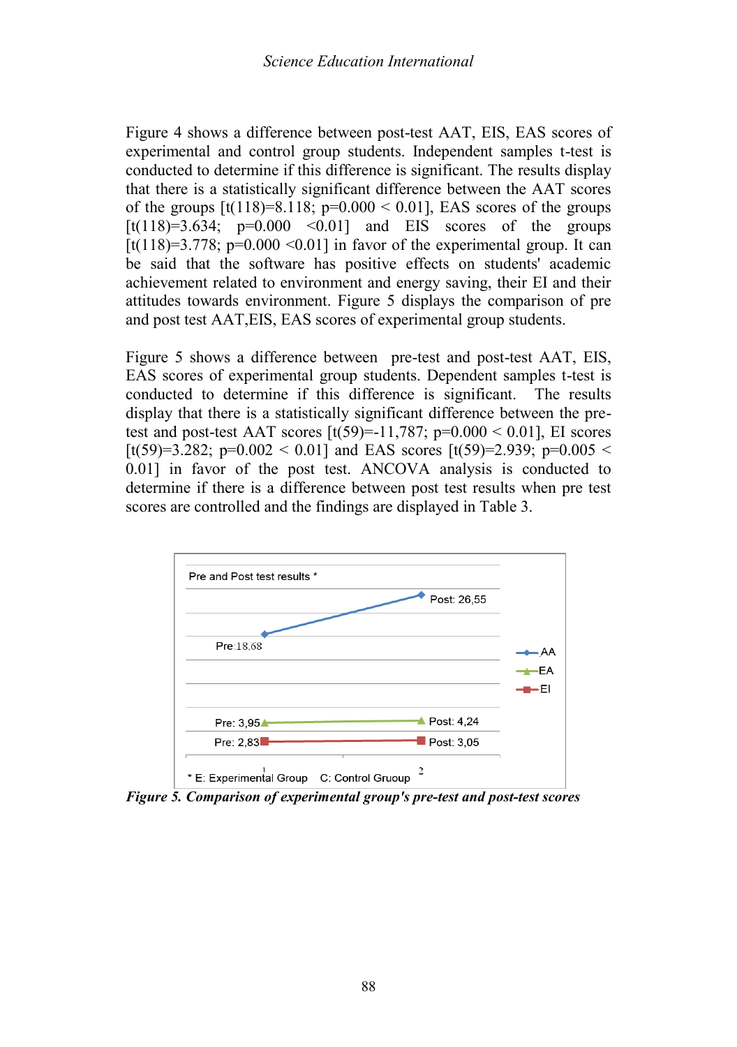Figure 4 shows a difference between post-test AAT, EIS, EAS scores of experimental and control group students. Independent samples t-test is conducted to determine if this difference is significant. The results display that there is a statistically significant difference between the AAT scores of the groups [$t(118)=8.118$; $p=0.000 < 0.01$], EAS scores of the groups [$t(118)=3.634$; $p=0.000 < 0.01$] and EIS scores of the groups [$t(118)=3.778$; $p=0.000 < 0.01$] in favor of the experimental group. It can be said that the software has positive effects on students' academic achievement related to environment and energy saving, their EI and their attitudes towards environment. Figure 5 displays the comparison of pre and post test AAT,EIS, EAS scores of experimental group students.

Figure 5 shows a difference between pre-test and post-test AAT, EIS, EAS scores of experimental group students. Dependent samples t-test is conducted to determine if this difference is significant. The results display that there is a statistically significant difference between the pre-test and post-test AAT scores [$t(59)=-11,787$; $p=0.000 < 0.01$], EI scores [$t(59)=3.282$; $p=0.002 < 0.01$] and EAS scores [$t(59)=2.939$; $p=0.005 < 0.01$] in favor of the post test. ANCOVA analysis is conducted to determine if there is a difference between post test results when pre test scores are controlled and the findings are displayed in Table 3.

Pre and Post test results *

| | Pre | Post |
|---|---|---|
| AA | 18,68 | 26,55 |
| EA | 3,95 | 4,24 |
| EI | 2,83 | 3,05 |

\* E: Experimental Group C: Control Gruoup

*Figure 5. Comparison of experimental group's pre-test and post-test scores*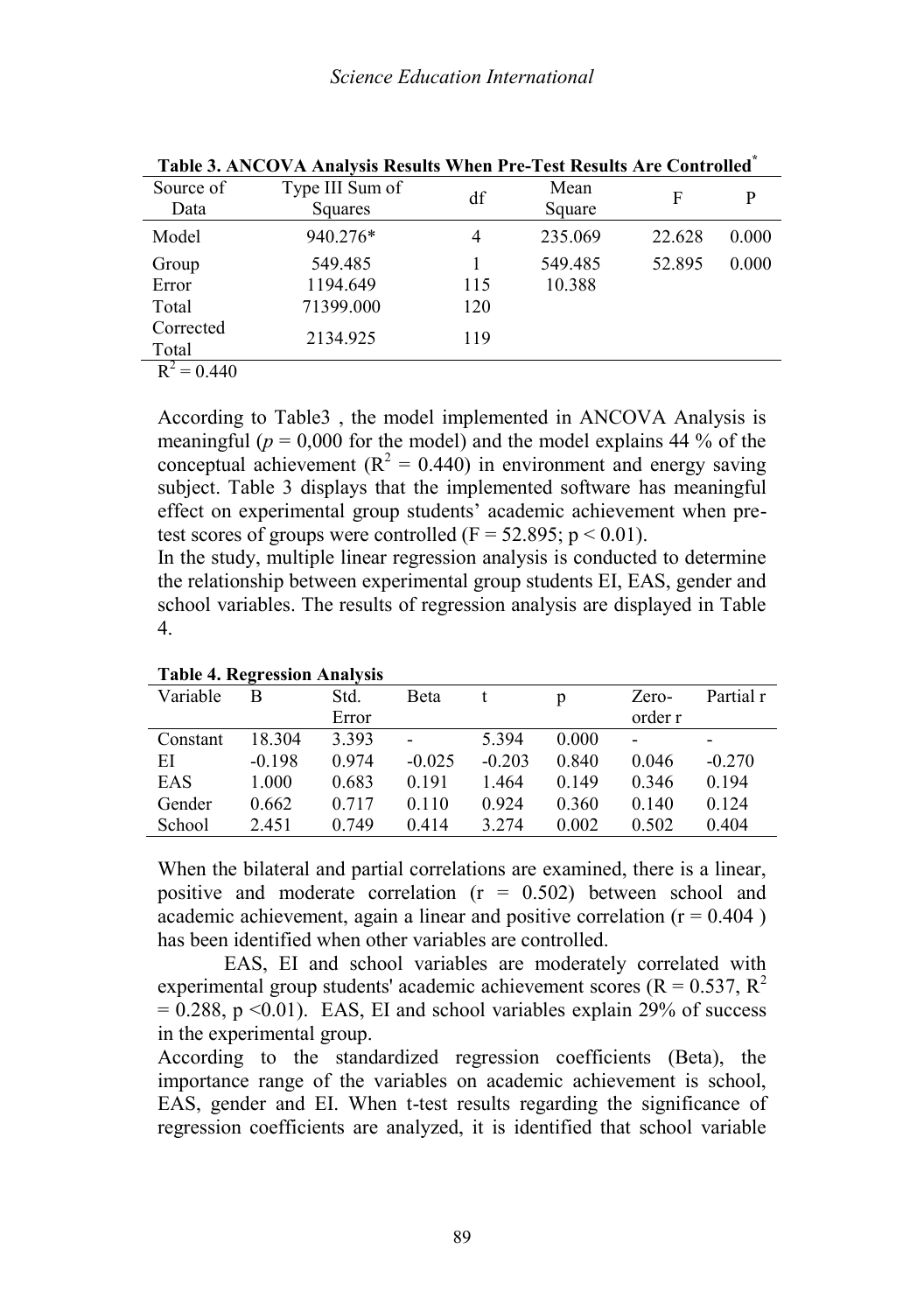**Table 3. ANCOVA Analysis Results When Pre-Test Results Are Controlled***

| Source of Data | Type III Sum of Squares | df | Mean Square | F | P |
|---|---|---|---|---|---|
| Model | 940.276* | 4 | 235.069 | 22.628 | 0.000 |
| Group | 549.485 | 1 | 549.485 | 52.895 | 0.000 |
| Error | 1194.649 | 115 | 10.388 | | |
| Total | 71399.000 | 120 | | | |
| Corrected Total | 2134.925 | 119 | | | |

$R^2 = 0.440$

According to Table3 , the model implemented in ANCOVA Analysis is meaningful ($p = 0{,}000$ for the model) and the model explains 44 % of the conceptual achievement ($R^2 = 0.440$) in environment and energy saving subject. Table 3 displays that the implemented software has meaningful effect on experimental group students' academic achievement when pre-test scores of groups were controlled ($F = 52.895$; $p < 0.01$).

In the study, multiple linear regression analysis is conducted to determine the relationship between experimental group students EI, EAS, gender and school variables. The results of regression analysis are displayed in Table 4.

**Table 4. Regression Analysis**

| Variable | B | Std. Error | Beta | t | p | Zero-order r | Partial r |
|---|---|---|---|---|---|---|---|
| Constant | 18.304 | 3.393 | - | 5.394 | 0.000 | - | - |
| EI | -0.198 | 0.974 | -0.025 | -0.203 | 0.840 | 0.046 | -0.270 |
| EAS | 1.000 | 0.683 | 0.191 | 1.464 | 0.149 | 0.346 | 0.194 |
| Gender | 0.662 | 0.717 | 0.110 | 0.924 | 0.360 | 0.140 | 0.124 |
| School | 2.451 | 0.749 | 0.414 | 3.274 | 0.002 | 0.502 | 0.404 |

When the bilateral and partial correlations are examined, there is a linear, positive and moderate correlation ($r = 0.502$) between school and academic achievement, again a linear and positive correlation ($r = 0.404$ ) has been identified when other variables are controlled.

EAS, EI and school variables are moderately correlated with experimental group students' academic achievement scores ($R = 0.537$, $R^2 = 0.288$, $p < 0.01$). EAS, EI and school variables explain 29% of success in the experimental group.

According to the standardized regression coefficients (Beta), the importance range of the variables on academic achievement is school, EAS, gender and EI. When t-test results regarding the significance of regression coefficients are analyzed, it is identified that school variable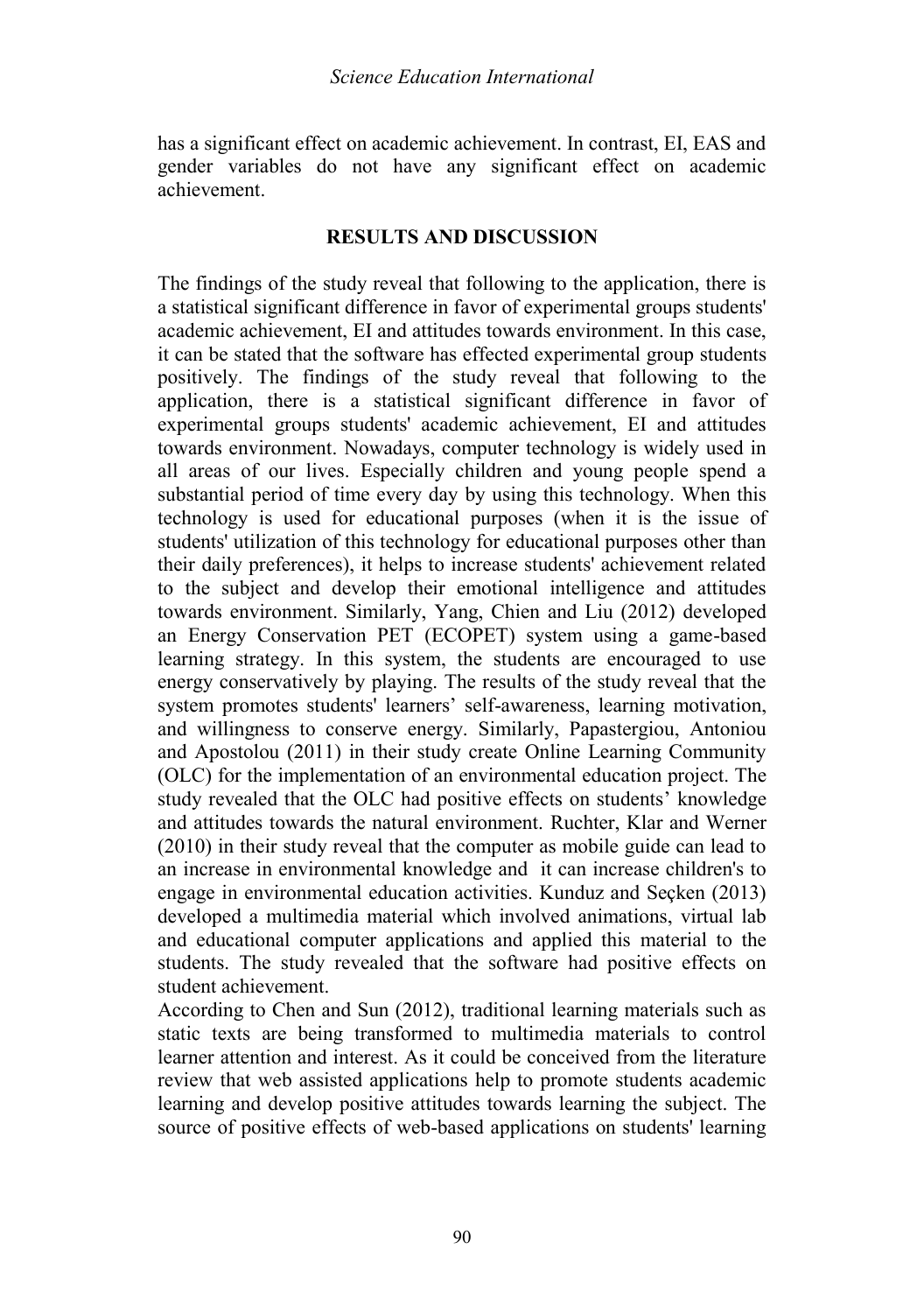has a significant effect on academic achievement. In contrast, EI, EAS and gender variables do not have any significant effect on academic achievement.

## RESULTS AND DISCUSSION

The findings of the study reveal that following to the application, there is a statistical significant difference in favor of experimental groups students' academic achievement, EI and attitudes towards environment. In this case, it can be stated that the software has effected experimental group students positively. The findings of the study reveal that following to the application, there is a statistical significant difference in favor of experimental groups students' academic achievement, EI and attitudes towards environment. Nowadays, computer technology is widely used in all areas of our lives. Especially children and young people spend a substantial period of time every day by using this technology. When this technology is used for educational purposes (when it is the issue of students' utilization of this technology for educational purposes other than their daily preferences), it helps to increase students' achievement related to the subject and develop their emotional intelligence and attitudes towards environment. Similarly, Yang, Chien and Liu (2012) developed an Energy Conservation PET (ECOPET) system using a game-based learning strategy. In this system, the students are encouraged to use energy conservatively by playing. The results of the study reveal that the system promotes students' learners' self-awareness, learning motivation, and willingness to conserve energy. Similarly, Papastergiou, Antoniou and Apostolou (2011) in their study create Online Learning Community (OLC) for the implementation of an environmental education project. The study revealed that the OLC had positive effects on students' knowledge and attitudes towards the natural environment. Ruchter, Klar and Werner (2010) in their study reveal that the computer as mobile guide can lead to an increase in environmental knowledge and it can increase children's to engage in environmental education activities. Kunduz and Seçken (2013) developed a multimedia material which involved animations, virtual lab and educational computer applications and applied this material to the students. The study revealed that the software had positive effects on student achievement.

According to Chen and Sun (2012), traditional learning materials such as static texts are being transformed to multimedia materials to control learner attention and interest. As it could be conceived from the literature review that web assisted applications help to promote students academic learning and develop positive attitudes towards learning the subject. The source of positive effects of web-based applications on students' learning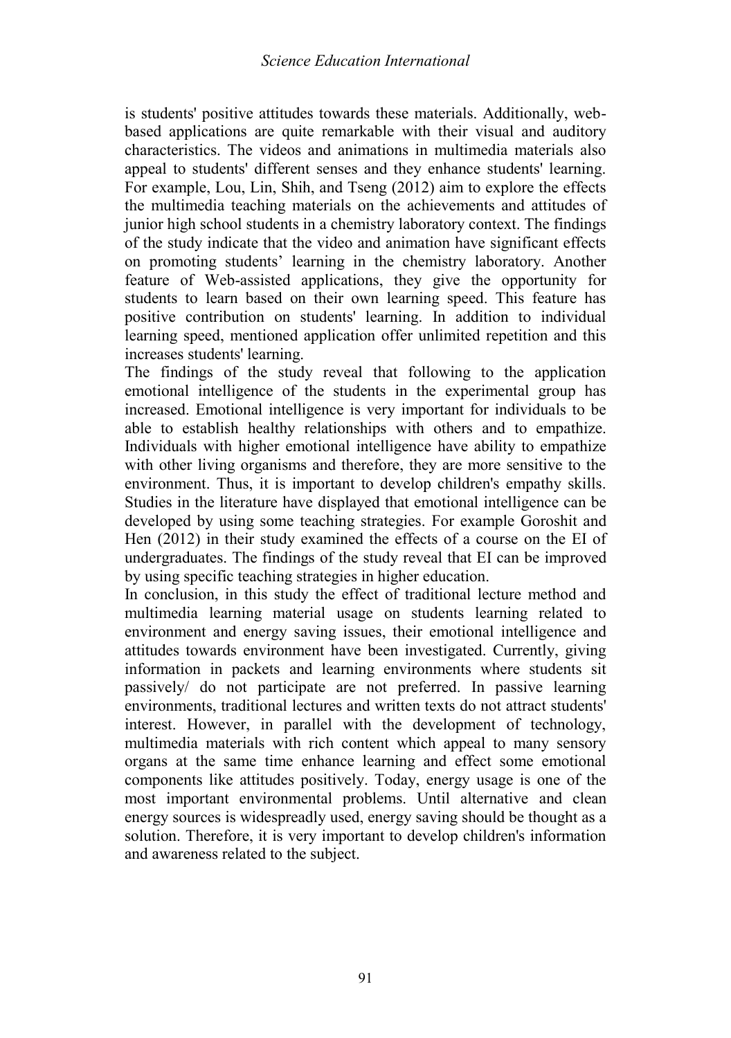is students' positive attitudes towards these materials. Additionally, web-based applications are quite remarkable with their visual and auditory characteristics. The videos and animations in multimedia materials also appeal to students' different senses and they enhance students' learning. For example, Lou, Lin, Shih, and Tseng (2012) aim to explore the effects the multimedia teaching materials on the achievements and attitudes of junior high school students in a chemistry laboratory context. The findings of the study indicate that the video and animation have significant effects on promoting students' learning in the chemistry laboratory. Another feature of Web-assisted applications, they give the opportunity for students to learn based on their own learning speed. This feature has positive contribution on students' learning. In addition to individual learning speed, mentioned application offer unlimited repetition and this increases students' learning.

The findings of the study reveal that following to the application emotional intelligence of the students in the experimental group has increased. Emotional intelligence is very important for individuals to be able to establish healthy relationships with others and to empathize. Individuals with higher emotional intelligence have ability to empathize with other living organisms and therefore, they are more sensitive to the environment. Thus, it is important to develop children's empathy skills. Studies in the literature have displayed that emotional intelligence can be developed by using some teaching strategies. For example Goroshit and Hen (2012) in their study examined the effects of a course on the EI of undergraduates. The findings of the study reveal that EI can be improved by using specific teaching strategies in higher education.

In conclusion, in this study the effect of traditional lecture method and multimedia learning material usage on students learning related to environment and energy saving issues, their emotional intelligence and attitudes towards environment have been investigated. Currently, giving information in packets and learning environments where students sit passively/ do not participate are not preferred. In passive learning environments, traditional lectures and written texts do not attract students' interest. However, in parallel with the development of technology, multimedia materials with rich content which appeal to many sensory organs at the same time enhance learning and effect some emotional components like attitudes positively. Today, energy usage is one of the most important environmental problems. Until alternative and clean energy sources is widespreadly used, energy saving should be thought as a solution. Therefore, it is very important to develop children's information and awareness related to the subject.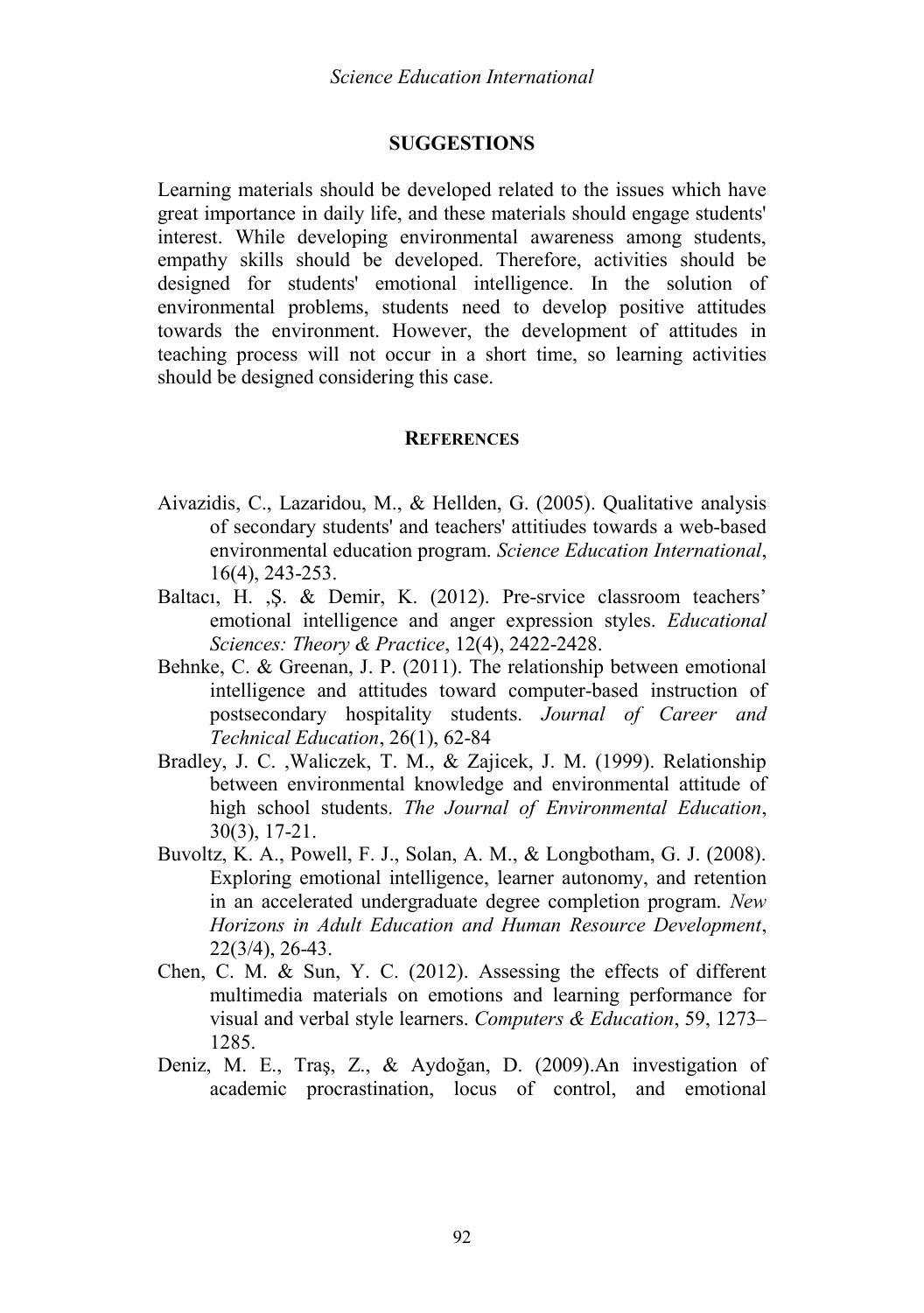## SUGGESTIONS

Learning materials should be developed related to the issues which have great importance in daily life, and these materials should engage students' interest. While developing environmental awareness among students, empathy skills should be developed. Therefore, activities should be designed for students' emotional intelligence. In the solution of environmental problems, students need to develop positive attitudes towards the environment. However, the development of attitudes in teaching process will not occur in a short time, so learning activities should be designed considering this case.

## REFERENCES

- Aivazidis, C., Lazaridou, M., & Hellden, G. (2005). Qualitative analysis of secondary students' and teachers' attitiudes towards a web-based environmental education program. *Science Education International*, 16(4), 243-253.
- Baltacı, H. ,Ş. & Demir, K. (2012). Pre-srvice classroom teachers' emotional intelligence and anger expression styles. *Educational Sciences: Theory & Practice*, 12(4), 2422-2428.
- Behnke, C. & Greenan, J. P. (2011). The relationship between emotional intelligence and attitudes toward computer-based instruction of postsecondary hospitality students. *Journal of Career and Technical Education*, 26(1), 62-84
- Bradley, J. C. ,Waliczek, T. M., & Zajicek, J. M. (1999). Relationship between environmental knowledge and environmental attitude of high school students. *The Journal of Environmental Education*, 30(3), 17-21.
- Buvoltz, K. A., Powell, F. J., Solan, A. M., & Longbotham, G. J. (2008). Exploring emotional intelligence, learner autonomy, and retention in an accelerated undergraduate degree completion program. *New Horizons in Adult Education and Human Resource Development*, 22(3/4), 26-43.
- Chen, C. M. & Sun, Y. C. (2012). Assessing the effects of different multimedia materials on emotions and learning performance for visual and verbal style learners. *Computers & Education*, 59, 1273–1285.
- Deniz, M. E., Traş, Z., & Aydoğan, D. (2009).An investigation of academic procrastination, locus of control, and emotional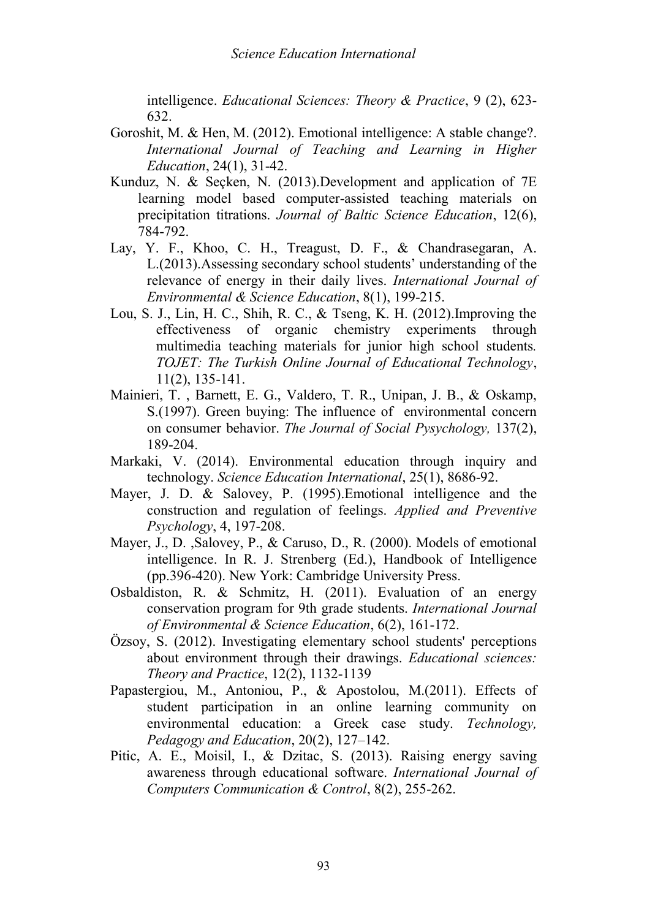intelligence. *Educational Sciences: Theory & Practice*, 9 (2), 623-632.

Goroshit, M. & Hen, M. (2012). Emotional intelligence: A stable change?. *International Journal of Teaching and Learning in Higher Education*, 24(1), 31-42.

Kunduz, N. & Seçken, N. (2013).Development and application of 7E learning model based computer-assisted teaching materials on precipitation titrations. *Journal of Baltic Science Education*, 12(6), 784-792.

Lay, Y. F., Khoo, C. H., Treagust, D. F., & Chandrasegaran, A. L.(2013).Assessing secondary school students' understanding of the relevance of energy in their daily lives. *International Journal of Environmental & Science Education*, 8(1), 199-215.

Lou, S. J., Lin, H. C., Shih, R. C., & Tseng, K. H. (2012).Improving the effectiveness of organic chemistry experiments through multimedia teaching materials for junior high school students. *TOJET: The Turkish Online Journal of Educational Technology*, 11(2), 135-141.

Mainieri, T. , Barnett, E. G., Valdero, T. R., Unipan, J. B., & Oskamp, S.(1997). Green buying: The influence of environmental concern on consumer behavior. *The Journal of Social Pysychology,* 137(2), 189-204.

Markaki, V. (2014). Environmental education through inquiry and technology. *Science Education International*, 25(1), 8686-92.

Mayer, J. D. & Salovey, P. (1995).Emotional intelligence and the construction and regulation of feelings. *Applied and Preventive Psychology*, 4, 197-208.

Mayer, J., D. ,Salovey, P., & Caruso, D., R. (2000). Models of emotional intelligence. In R. J. Strenberg (Ed.), Handbook of Intelligence (pp.396-420). New York: Cambridge University Press.

Osbaldiston, R. & Schmitz, H. (2011). Evaluation of an energy conservation program for 9th grade students. *International Journal of Environmental & Science Education*, 6(2), 161-172.

Özsoy, S. (2012). Investigating elementary school students' perceptions about environment through their drawings. *Educational sciences: Theory and Practice*, 12(2), 1132-1139

Papastergiou, M., Antoniou, P., & Apostolou, M.(2011). Effects of student participation in an online learning community on environmental education: a Greek case study. *Technology, Pedagogy and Education*, 20(2), 127–142.

Pitic, A. E., Moisil, I., & Dzitac, S. (2013). Raising energy saving awareness through educational software. *International Journal of Computers Communication & Control*, 8(2), 255-262.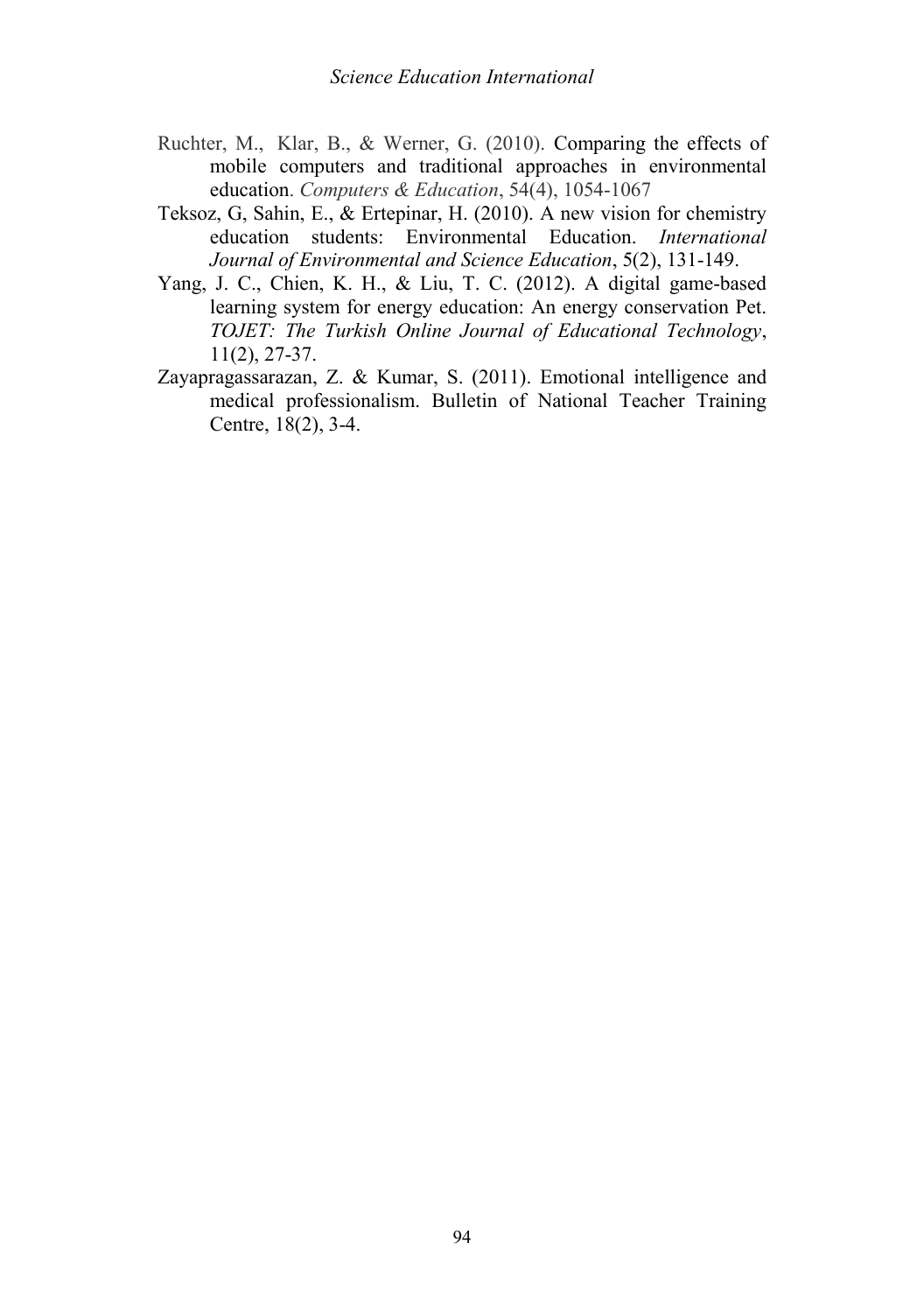Ruchter, M., Klar, B., & Werner, G. (2010). Comparing the effects of mobile computers and traditional approaches in environmental education. *Computers & Education*, 54(4), 1054-1067

Teksoz, G, Sahin, E., & Ertepinar, H. (2010). A new vision for chemistry education students: Environmental Education. *International Journal of Environmental and Science Education*, 5(2), 131-149.

Yang, J. C., Chien, K. H., & Liu, T. C. (2012). A digital game-based learning system for energy education: An energy conservation Pet. *TOJET: The Turkish Online Journal of Educational Technology*, 11(2), 27-37.

Zayapragassarazan, Z. & Kumar, S. (2011). Emotional intelligence and medical professionalism. Bulletin of National Teacher Training Centre, 18(2), 3-4.